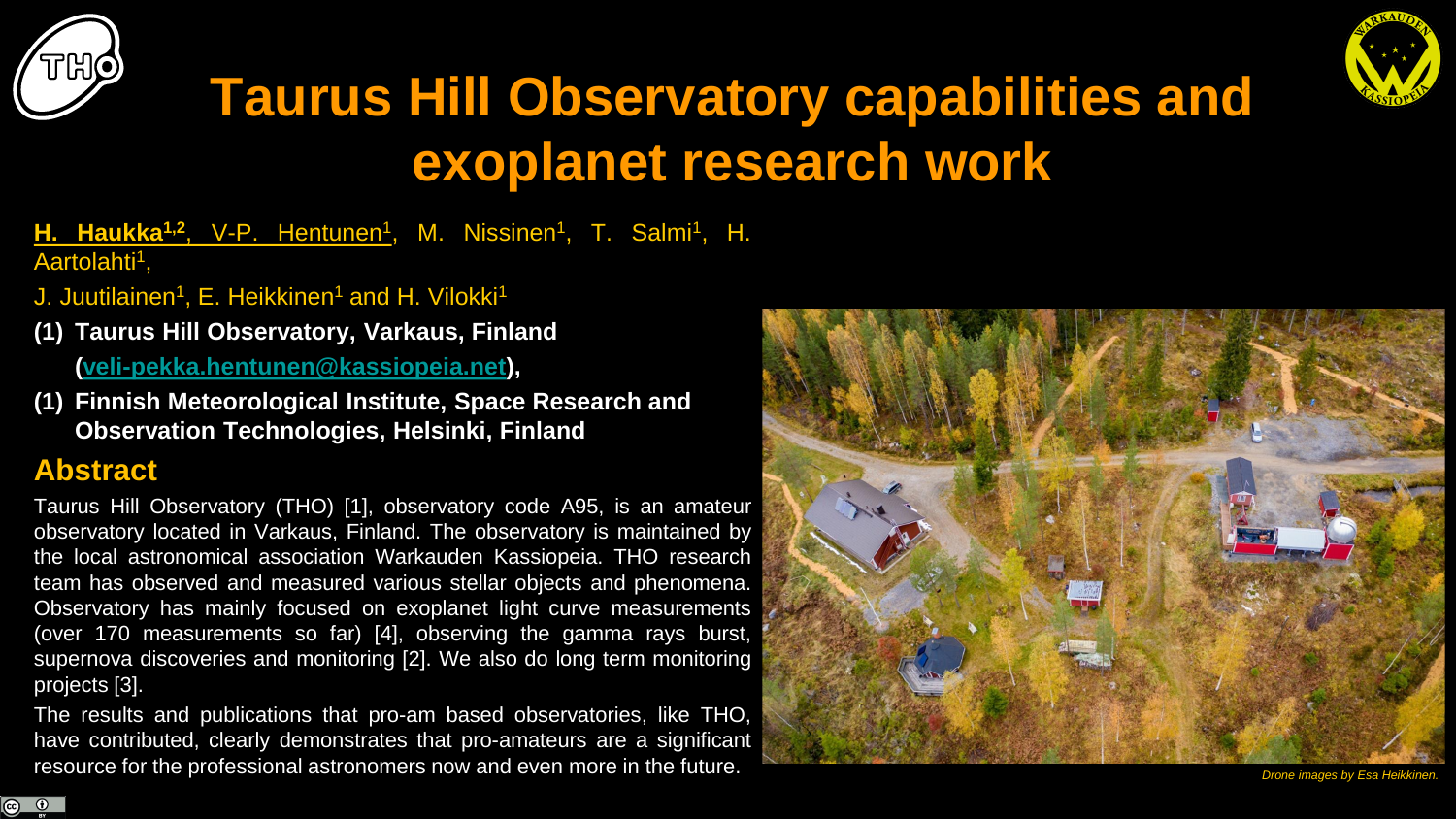# Taurus Hill Observatory capabilities and exoplanet research work

**H. Haukka[1,2]**, V-P. Hentunen[1], M. Nissinen[1], T. Salmi[1], H. Aartolahti[1], J. Juutilainen[1], E. Heikkinen[1] and H. Vilokki[1]

**(1) Taurus Hill Observatory, Varkaus, Finland (veli-pekka.hentunen@kassiopeia.net),**

**(1) Finnish Meteorological Institute, Space Research and Observation Technologies, Helsinki, Finland**

## Abstract

Taurus Hill Observatory (THO) [1], observatory code A95, is an amateur observatory located in Varkaus, Finland. The observatory is maintained by the local astronomical association Warkauden Kassiopeia. THO research team has observed and measured various stellar objects and phenomena. Observatory has mainly focused on exoplanet light curve measurements (over 170 measurements so far) [4], observing the gamma rays burst, supernova discoveries and monitoring [2]. We also do long term monitoring projects [3].

The results and publications that pro-am based observatories, like THO, have contributed, clearly demonstrates that pro-amateurs are a significant resource for the professional astronomers now and even more in the future.

*Drone images by Esa Heikkinen.*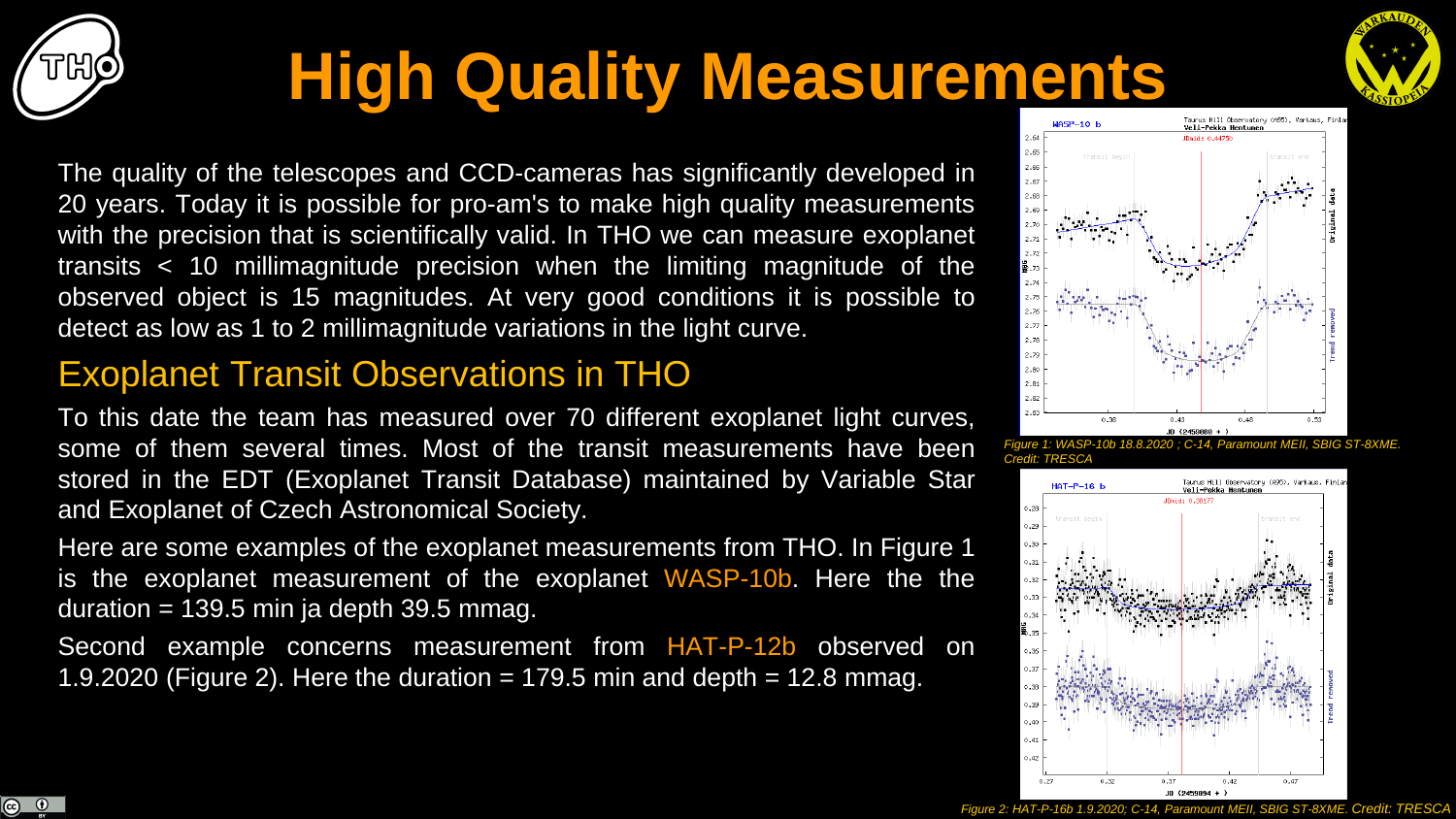# High Quality Measurements

The quality of the telescopes and CCD-cameras has significantly developed in 20 years. Today it is possible for pro-am's to make high quality measurements with the precision that is scientifically valid. In THO we can measure exoplanet transits < 10 millimagnitude precision when the limiting magnitude of the observed object is 15 magnitudes. At very good conditions it is possible to detect as low as 1 to 2 millimagnitude variations in the light curve.

## Exoplanet Transit Observations in THO

To this date the team has measured over 70 different exoplanet light curves, some of them several times. Most of the transit measurements have been stored in the EDT (Exoplanet Transit Database) maintained by Variable Star and Exoplanet of Czech Astronomical Society.

Here are some examples of the exoplanet measurements from THO. In Figure 1 is the exoplanet measurement of the exoplanet WASP-10b. Here the the duration = 139.5 min ja depth 39.5 mmag.

Second example concerns measurement from HAT-P-12b observed on 1.9.2020 (Figure 2). Here the duration = 179.5 min and depth = 12.8 mmag.

*Figure 1: WASP-10b 18.8.2020 ; C-14, Paramount MEII, SBIG ST-8XME. Credit: TRESCA*

*Figure 2: HAT-P-16b 1.9.2020; C-14, Paramount MEII, SBIG ST-8XME. Credit: TRESCA*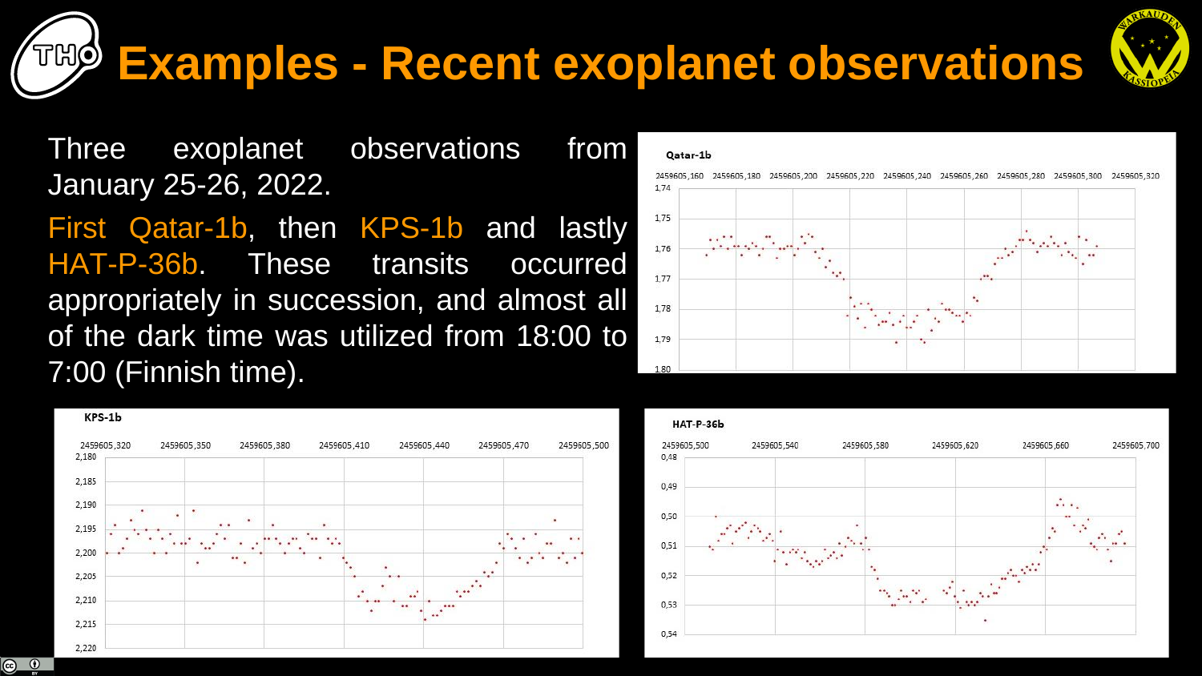# Examples - Recent exoplanet observations

Three exoplanet observations from January 25-26, 2022.

First Qatar-1b, then KPS-1b and lastly HAT-P-36b. These transits occurred appropriately in succession, and almost all of the dark time was utilized from 18:00 to 7:00 (Finnish time).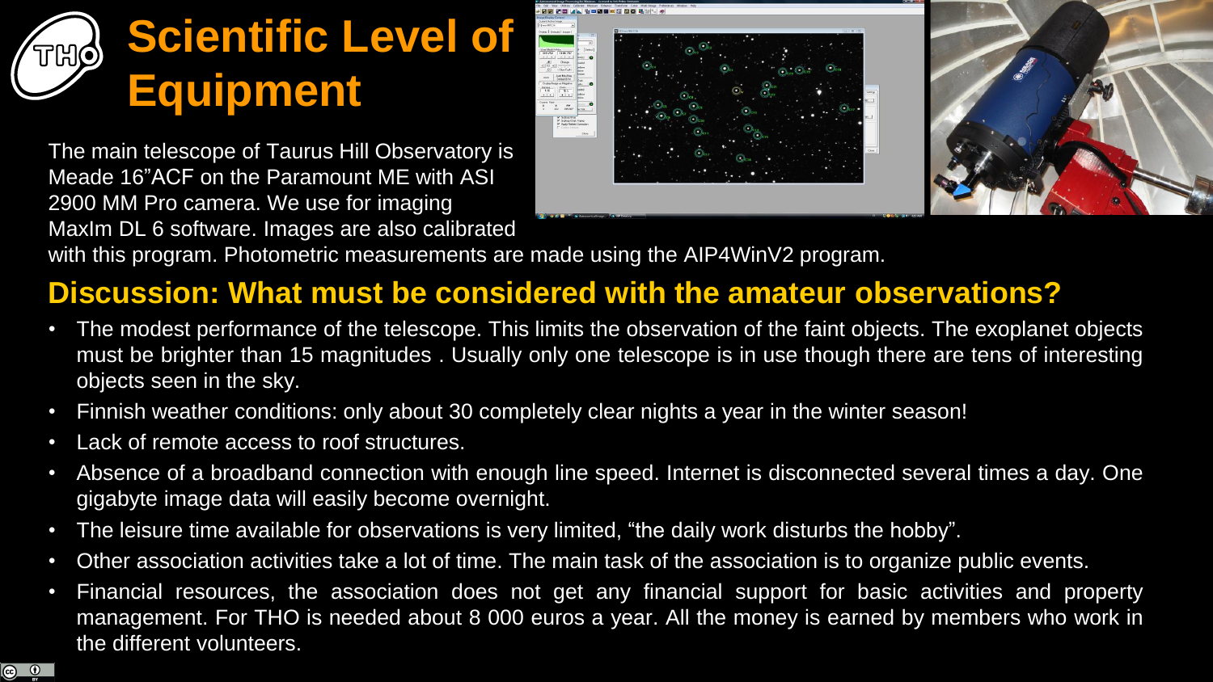# Scientific Level of Equipment

The main telescope of Taurus Hill Observatory is Meade 16”ACF on the Paramount ME with ASI 2900 MM Pro camera. We use for imaging MaxIm DL 6 software. Images are also calibrated with this program. Photometric measurements are made using the AIP4WinV2 program.

## Discussion: What must be considered with the amateur observations?

- The modest performance of the telescope. This limits the observation of the faint objects. The exoplanet objects must be brighter than 15 magnitudes . Usually only one telescope is in use though there are tens of interesting objects seen in the sky.
- Finnish weather conditions: only about 30 completely clear nights a year in the winter season!
- Lack of remote access to roof structures.
- Absence of a broadband connection with enough line speed. Internet is disconnected several times a day. One gigabyte image data will easily become overnight.
- The leisure time available for observations is very limited, “the daily work disturbs the hobby”.
- Other association activities take a lot of time. The main task of the association is to organize public events.
- Financial resources, the association does not get any financial support for basic activities and property management. For THO is needed about 8 000 euros a year. All the money is earned by members who work in the different volunteers.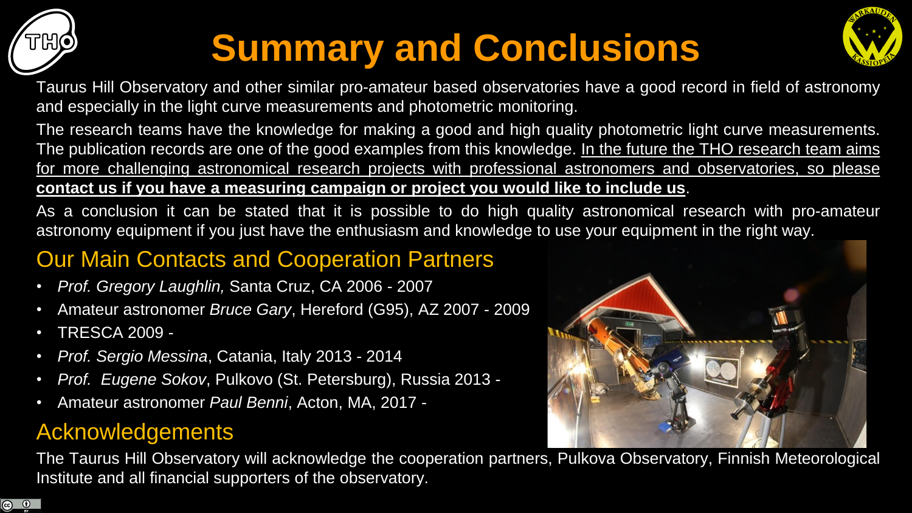# Summary and Conclusions

Taurus Hill Observatory and other similar pro-amateur based observatories have a good record in field of astronomy and especially in the light curve measurements and photometric monitoring.

The research teams have the knowledge for making a good and high quality photometric light curve measurements. The publication records are one of the good examples from this knowledge. In the future the THO research team aims for more challenging astronomical research projects with professional astronomers and observatories, so please **contact us if you have a measuring campaign or project you would like to include us**.

As a conclusion it can be stated that it is possible to do high quality astronomical research with pro-amateur astronomy equipment if you just have the enthusiasm and knowledge to use your equipment in the right way.

## Our Main Contacts and Cooperation Partners

- *Prof. Gregory Laughlin,* Santa Cruz, CA 2006 - 2007
- Amateur astronomer *Bruce Gary*, Hereford (G95), AZ 2007 - 2009
- TRESCA 2009 -
- *Prof. Sergio Messina*, Catania, Italy 2013 - 2014
- *Prof. Eugene Sokov*, Pulkovo (St. Petersburg), Russia 2013 -
- Amateur astronomer *Paul Benni*, Acton, MA, 2017 -

## Acknowledgements

The Taurus Hill Observatory will acknowledge the cooperation partners, Pulkova Observatory, Finnish Meteorological Institute and all financial supporters of the observatory.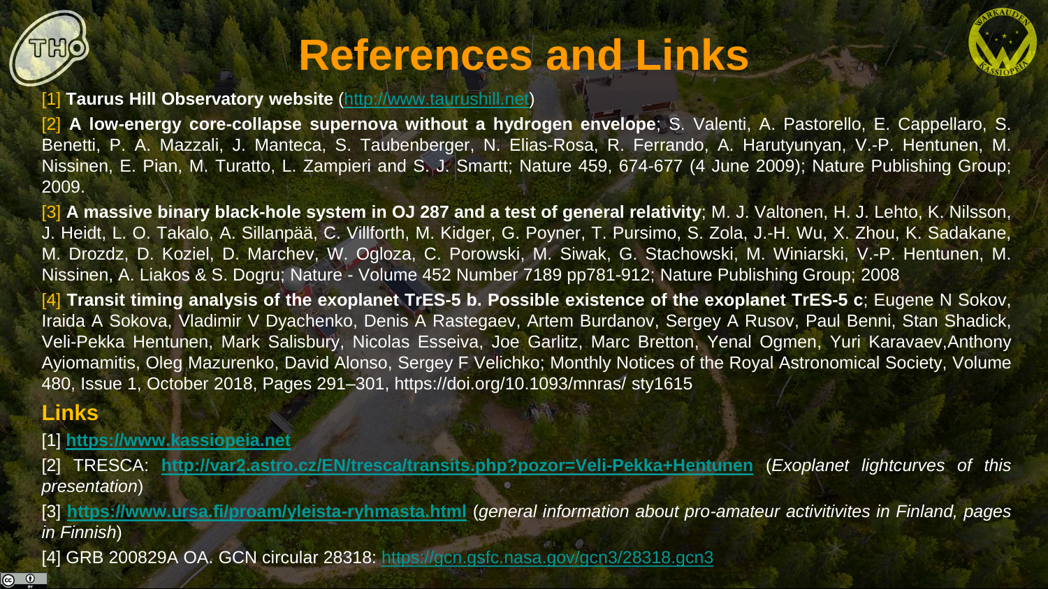# References and Links

[1] **Taurus Hill Observatory website** (http://www.taurushill.net)

[2] **A low-energy core-collapse supernova without a hydrogen envelope**; S. Valenti, A. Pastorello, E. Cappellaro, S. Benetti, P. A. Mazzali, J. Manteca, S. Taubenberger, N. Elias-Rosa, R. Ferrando, A. Harutyunyan, V.-P. Hentunen, M. Nissinen, E. Pian, M. Turatto, L. Zampieri and S. J. Smartt; Nature 459, 674-677 (4 June 2009); Nature Publishing Group; 2009.

[3] **A massive binary black-hole system in OJ 287 and a test of general relativity**; M. J. Valtonen, H. J. Lehto, K. Nilsson, J. Heidt, L. O. Takalo, A. Sillanpää, C. Villforth, M. Kidger, G. Poyner, T. Pursimo, S. Zola, J.-H. Wu, X. Zhou, K. Sadakane, M. Drozdz, D. Koziel, D. Marchev, W. Ogloza, C. Porowski, M. Siwak, G. Stachowski, M. Winiarski, V.-P. Hentunen, M. Nissinen, A. Liakos & S. Dogru; Nature - Volume 452 Number 7189 pp781-912; Nature Publishing Group; 2008

[4] **Transit timing analysis of the exoplanet TrES-5 b. Possible existence of the exoplanet TrES-5 c**; Eugene N Sokov, Iraida A Sokova, Vladimir V Dyachenko, Denis A Rastegaev, Artem Burdanov, Sergey A Rusov, Paul Benni, Stan Shadick, Veli-Pekka Hentunen, Mark Salisbury, Nicolas Esseiva, Joe Garlitz, Marc Bretton, Yenal Ogmen, Yuri Karavaev,Anthony Ayiomamitis, Oleg Mazurenko, David Alonso, Sergey F Velichko; Monthly Notices of the Royal Astronomical Society, Volume 480, Issue 1, October 2018, Pages 291–301, https://doi.org/10.1093/mnras/ sty1615

## Links

[1] **https://www.kassiopeia.net**

[2] TRESCA: **http://var2.astro.cz/EN/tresca/transits.php?pozor=Veli-Pekka+Hentunen** (*Exoplanet lightcurves of this presentation*)

[3] **https://www.ursa.fi/proam/yleista-ryhmasta.html** (*general information about pro-amateur activitivites in Finland, pages in Finnish*)

[4] GRB 200829A OA. GCN circular 28318: https://gcn.gsfc.nasa.gov/gcn3/28318.gcn3